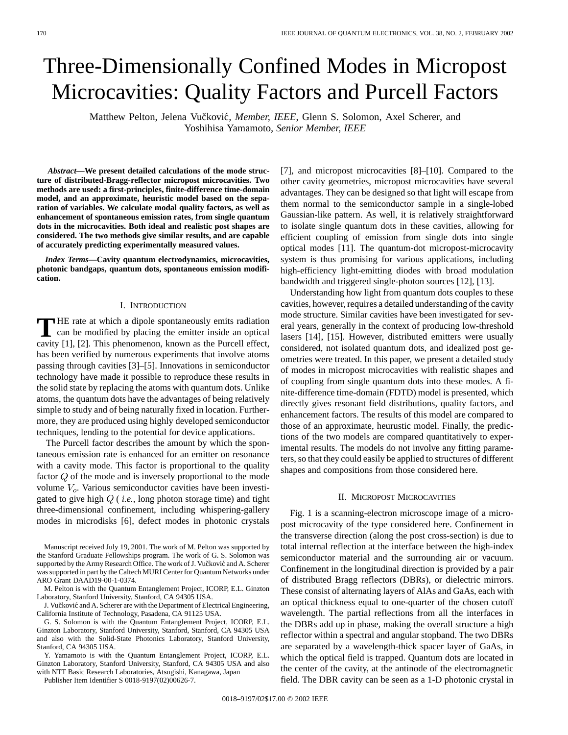# Three-Dimensionally Confined Modes in Micropost Microcavities: Quality Factors and Purcell Factors

Matthew Pelton, Jelena Vučković, *Member, IEEE*, Glenn S. Solomon, Axel Scherer, and Yoshihisa Yamamoto, *Senior Member, IEEE*

***Abstract*—We present detailed calculations of the mode structure of distributed-Bragg-reflector micropost microcavities. Two methods are used: a first-principles, finite-difference time-domain model, and an approximate, heuristic model based on the separation of variables. We calculate modal quality factors, as well as enhancement of spontaneous emission rates, from single quantum dots in the microcavities. Both ideal and realistic post shapes are considered. The two methods give similar results, and are capable of accurately predicting experimentally measured values.**

***Index Terms*—Cavity quantum electrodynamics, microcavities, photonic bandgaps, quantum dots, spontaneous emission modification.**

## I. Introduction

The rate at which a dipole spontaneously emits radiation can be modified by placing the emitter inside an optical cavity [1], [2]. This phenomenon, known as the Purcell effect, has been verified by numerous experiments that involve atoms passing through cavities [3]–[5]. Innovations in semiconductor technology have made it possible to reproduce these results in the solid state by replacing the atoms with quantum dots. Unlike atoms, the quantum dots have the advantages of being relatively simple to study and of being naturally fixed in location. Furthermore, they are produced using highly developed semiconductor techniques, lending to the potential for device applications.

The Purcell factor describes the amount by which the spontaneous emission rate is enhanced for an emitter on resonance with a cavity mode. This factor is proportional to the quality factor $Q$ of the mode and is inversely proportional to the mode volume $V_o$. Various semiconductor cavities have been investigated to give high $Q$ ( *i.e.*, long photon storage time) and tight three-dimensional confinement, including whispering-gallery modes in microdisks [6], defect modes in photonic crystals [7], and micropost microcavities [8]–[10]. Compared to the other cavity geometries, micropost microcavities have several advantages. They can be designed so that light will escape from them normal to the semiconductor sample in a single-lobed Gaussian-like pattern. As well, it is relatively straightforward to isolate single quantum dots in these cavities, allowing for efficient coupling of emission from single dots into single optical modes [11]. The quantum-dot micropost-microcavity system is thus promising for various applications, including high-efficiency light-emitting diodes with broad modulation bandwidth and triggered single-photon sources [12], [13].

Understanding how light from quantum dots couples to these cavities, however, requires a detailed understanding of the cavity mode structure. Similar cavities have been investigated for several years, generally in the context of producing low-threshold lasers [14], [15]. However, distributed emitters were usually considered, not isolated quantum dots, and idealized post geometries were treated. In this paper, we present a detailed study of modes in micropost microcavities with realistic shapes and of coupling from single quantum dots into these modes. A finite-difference time-domain (FDTD) model is presented, which directly gives resonant field distributions, quality factors, and enhancement factors. The results of this model are compared to those of an approximate, heurustic model. Finally, the predictions of the two models are compared quantitatively to experimental results. The models do not involve any fitting parameters, so that they could easily be applied to structures of different shapes and compositions from those considered here.

## II. Micropost Microcavities

Fig. 1 is a scanning-electron microscope image of a micropost microcavity of the type considered here. Confinement in the transverse direction (along the post cross-section) is due to total internal reflection at the interface between the high-index semiconductor material and the surrounding air or vacuum. Confinement in the longitudinal direction is provided by a pair of distributed Bragg reflectors (DBRs), or dielectric mirrors. These consist of alternating layers of AlAs and GaAs, each with an optical thickness equal to one-quarter of the chosen cutoff wavelength. The partial reflections from all the interfaces in the DBRs add up in phase, making the overall structure a high reflector within a spectral and angular stopband. The two DBRs are separated by a wavelength-thick spacer layer of GaAs, in which the optical field is trapped. Quantum dots are located in the center of the cavity, at the antinode of the electromagnetic field. The DBR cavity can be seen as a 1-D photonic crystal in

---

Manuscript received July 19, 2001. The work of M. Pelton was supported by the Stanford Graduate Fellowships program. The work of G. S. Solomon was supported by the Army Research Office. The work of J. Vučković and A. Scherer was supported in part by the Caltech MURI Center for Quantum Networks under ARO Grant DAAD19-00-1-0374.

M. Pelton is with the Quantum Entanglement Project, ICORP, E.L. Ginzton Laboratory, Stanford University, Stanford, CA 94305 USA.

J. Vučković and A. Scherer are with the Department of Electrical Engineering, California Institute of Technology, Pasadena, CA 91125 USA.

G. S. Solomon is with the Quantum Entanglement Project, ICORP, E.L. Ginzton Laboratory, Stanford University, Stanford, Stanford, CA 94305 USA and also with the Solid-State Photonics Laboratory, Stanford University, Stanford, CA 94305 USA.

Y. Yamamoto is with the Quantum Entanglement Project, ICORP, E.L. Ginzton Laboratory, Stanford University, Stanford, CA 94305 USA and also with NTT Basic Research Laboratories, Atsugishi, Kanagawa, Japan

Publisher Item Identifier S 0018-9197(02)00626-7.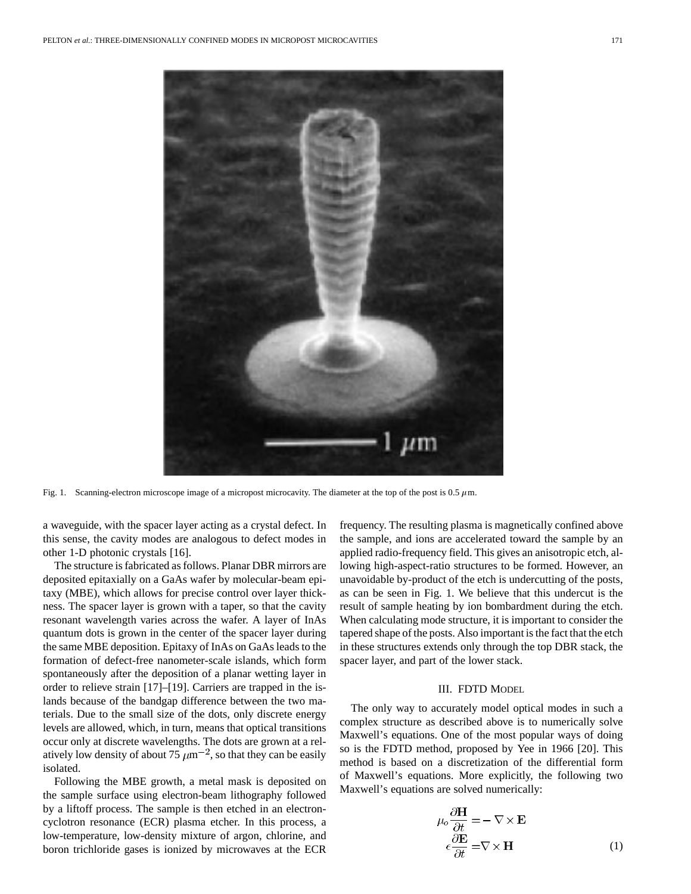Fig. 1. Scanning-electron microscope image of a micropost microcavity. The diameter at the top of the post is 0.5 $\mu$m.

a waveguide, with the spacer layer acting as a crystal defect. In this sense, the cavity modes are analogous to defect modes in other 1-D photonic crystals [16].

The structure is fabricated as follows. Planar DBR mirrors are deposited epitaxially on a GaAs wafer by molecular-beam epitaxy (MBE), which allows for precise control over layer thickness. The spacer layer is grown with a taper, so that the cavity resonant wavelength varies across the wafer. A layer of InAs quantum dots is grown in the center of the spacer layer during the same MBE deposition. Epitaxy of InAs on GaAs leads to the formation of defect-free nanometer-scale islands, which form spontaneously after the deposition of a planar wetting layer in order to relieve strain [17]–[19]. Carriers are trapped in the islands because of the bandgap difference between the two materials. Due to the small size of the dots, only discrete energy levels are allowed, which, in turn, means that optical transitions occur only at discrete wavelengths. The dots are grown at a relatively low density of about 75 $\mu\text{m}^{-2}$, so that they can be easily isolated.

Following the MBE growth, a metal mask is deposited on the sample surface using electron-beam lithography followed by a liftoff process. The sample is then etched in an electron-cyclotron resonance (ECR) plasma etcher. In this process, a low-temperature, low-density mixture of argon, chlorine, and boron trichloride gases is ionized by microwaves at the ECR frequency. The resulting plasma is magnetically confined above the sample, and ions are accelerated toward the sample by an applied radio-frequency field. This gives an anisotropic etch, allowing high-aspect-ratio structures to be formed. However, an unavoidable by-product of the etch is undercutting of the posts, as can be seen in Fig. 1. We believe that this undercut is the result of sample heating by ion bombardment during the etch. When calculating mode structure, it is important to consider the tapered shape of the posts. Also important is the fact that the etch in these structures extends only through the top DBR stack, the spacer layer, and part of the lower stack.

## III. FDTD Model

The only way to accurately model optical modes in such a complex structure as described above is to numerically solve Maxwell's equations. One of the most popular ways of doing so is the FDTD method, proposed by Yee in 1966 [20]. This method is based on a discretization of the differential form of Maxwell's equations. More explicitly, the following two Maxwell's equations are solved numerically:

$$
\begin{aligned}
\mu_o \frac{\partial \mathbf{H}}{\partial t} &= -\nabla \times \mathbf{E} \\
\epsilon \frac{\partial \mathbf{E}}{\partial t} &= \nabla \times \mathbf{H}
\end{aligned}
\tag{1}
$$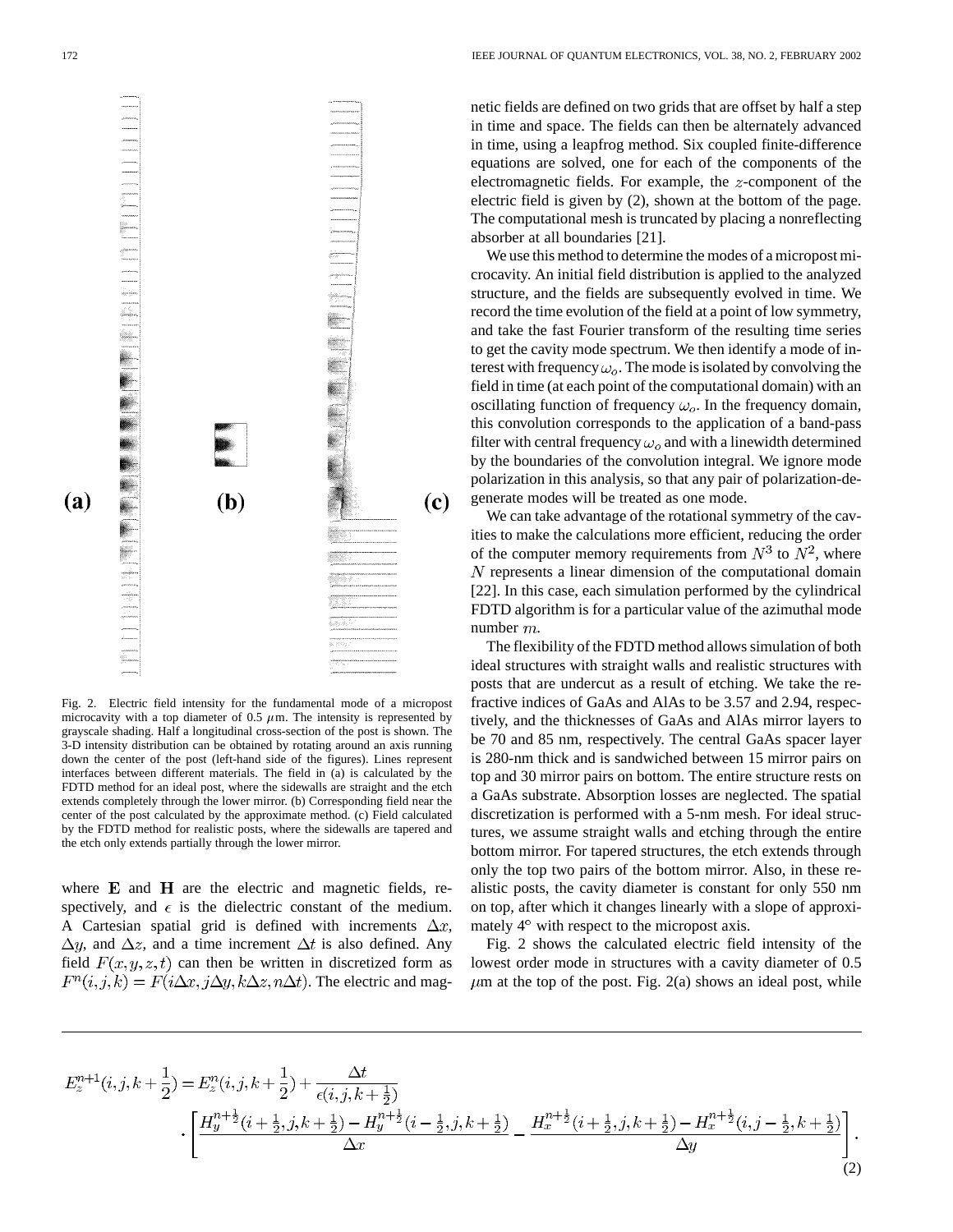Fig. 2. Electric field intensity for the fundamental mode of a micropost microcavity with a top diameter of 0.5 $\mu$m. The intensity is represented by grayscale shading. Half a longitudinal cross-section of the post is shown. The 3-D intensity distribution can be obtained by rotating around an axis running down the center of the post (left-hand side of the figures). Lines represent interfaces between different materials. The field in (a) is calculated by the FDTD method for an ideal post, where the sidewalls are straight and the etch extends completely through the lower mirror. (b) Corresponding field near the center of the post calculated by the approximate method. (c) Field calculated by the FDTD method for realistic posts, where the sidewalls are tapered and the etch only extends partially through the lower mirror.

where $\mathbf{E}$ and $\mathbf{H}$ are the electric and magnetic fields, respectively, and $\epsilon$ is the dielectric constant of the medium. A Cartesian spatial grid is defined with increments $\Delta x$, $\Delta y$, and $\Delta z$, and a time increment $\Delta t$ is also defined. Any field $F(x, y, z, t)$ can then be written in discretized form as $F^n(i, j, k) = F(i\Delta x, j\Delta y, k\Delta z, n\Delta t)$. The electric and magnetic fields are defined on two grids that are offset by half a step in time and space. The fields can then be alternately advanced in time, using a leapfrog method. Six coupled finite-difference equations are solved, one for each of the components of the electromagnetic fields. For example, the $z$-component of the electric field is given by (2), shown at the bottom of the page. The computational mesh is truncated by placing a nonreflecting absorber at all boundaries [21].

We use this method to determine the modes of a micropost microcavity. An initial field distribution is applied to the analyzed structure, and the fields are subsequently evolved in time. We record the time evolution of the field at a point of low symmetry, and take the fast Fourier transform of the resulting time series to get the cavity mode spectrum. We then identify a mode of interest with frequency $\omega_o$. The mode is isolated by convolving the field in time (at each point of the computational domain) with an oscillating function of frequency $\omega_o$. In the frequency domain, this convolution corresponds to the application of a band-pass filter with central frequency $\omega_o$ and with a linewidth determined by the boundaries of the convolution integral. We ignore mode polarization in this analysis, so that any pair of polarization-degenerate modes will be treated as one mode.

We can take advantage of the rotational symmetry of the cavities to make the calculations more efficient, reducing the order of the computer memory requirements from $N^3$ to $N^2$, where $N$ represents a linear dimension of the computational domain [22]. In this case, each simulation performed by the cylindrical FDTD algorithm is for a particular value of the azimuthal mode number $m$.

The flexibility of the FDTD method allows simulation of both ideal structures with straight walls and realistic structures with posts that are undercut as a result of etching. We take the refractive indices of GaAs and AlAs to be 3.57 and 2.94, respectively, and the thicknesses of GaAs and AlAs mirror layers to be 70 and 85 nm, respectively. The central GaAs spacer layer is 280-nm thick and is sandwiched between 15 mirror pairs on top and 30 mirror pairs on bottom. The entire structure rests on a GaAs substrate. Absorption losses are neglected. The spatial discretization is performed with a 5-nm mesh. For ideal structures, we assume straight walls and etching through the entire bottom mirror. For tapered structures, the etch extends through only the top two pairs of the bottom mirror. Also, in these realistic posts, the cavity diameter is constant for only 550 nm on top, after which it changes linearly with a slope of approximately 4° with respect to the micropost axis.

Fig. 2 shows the calculated electric field intensity of the lowest order mode in structures with a cavity diameter of 0.5 $\mu$m at the top of the post. Fig. 2(a) shows an ideal post, while

$$E_z^{n+1}(i,j,k+\tfrac{1}{2}) = E_z^{n}(i,j,k+\tfrac{1}{2}) + \frac{\Delta t}{\epsilon(i,j,k+\frac{1}{2})} \cdot \left[ \frac{H_y^{n+\frac{1}{2}}(i+\frac{1}{2},j,k+\frac{1}{2}) - H_y^{n+\frac{1}{2}}(i-\frac{1}{2},j,k+\frac{1}{2})}{\Delta x} - \frac{H_x^{n+\frac{1}{2}}(i+\frac{1}{2},j,k+\frac{1}{2}) - H_x^{n+\frac{1}{2}}(i,j-\frac{1}{2},k+\frac{1}{2})}{\Delta y} \right]. \tag{2}$$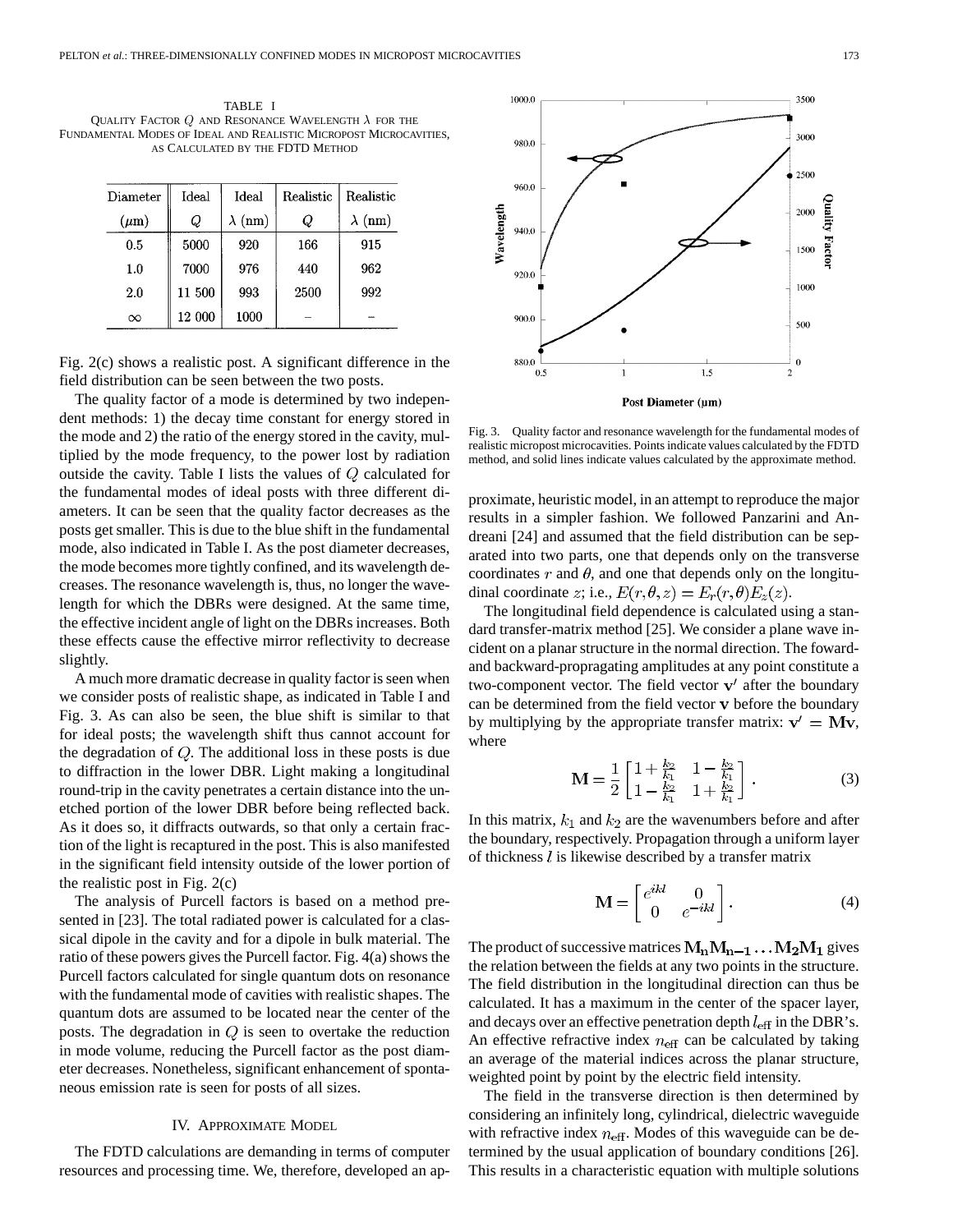TABLE I
QUALITY FACTOR $Q$ AND RESONANCE WAVELENGTH $\lambda$ FOR THE FUNDAMENTAL MODES OF IDEAL AND REALISTIC MICROPOST MICROCAVITIES, AS CALCULATED BY THE FDTD METHOD

| Diameter ($\mu$m) | Ideal $Q$ | Ideal $\lambda$ (nm) | Realistic $Q$ | Realistic $\lambda$ (nm) |
|---|---|---|---|---|
| 0.5 | 5000 | 920 | 166 | 915 |
| 1.0 | 7000 | 976 | 440 | 962 |
| 2.0 | 11 500 | 993 | 2500 | 992 |
| $\infty$ | 12 000 | 1000 | – | – |

Fig. 2(c) shows a realistic post. A significant difference in the field distribution can be seen between the two posts.

The quality factor of a mode is determined by two independent methods: 1) the decay time constant for energy stored in the mode and 2) the ratio of the energy stored in the cavity, multiplied by the mode frequency, to the power lost by radiation outside the cavity. Table I lists the values of $Q$ calculated for the fundamental modes of ideal posts with three different diameters. It can be seen that the quality factor decreases as the posts get smaller. This is due to the blue shift in the fundamental mode, also indicated in Table I. As the post diameter decreases, the mode becomes more tightly confined, and its wavelength decreases. The resonance wavelength is, thus, no longer the wavelength for which the DBRs were designed. At the same time, the effective incident angle of light on the DBRs increases. Both these effects cause the effective mirror reflectivity to decrease slightly.

A much more dramatic decrease in quality factor is seen when we consider posts of realistic shape, as indicated in Table I and Fig. 3. As can also be seen, the blue shift is similar to that for ideal posts; the wavelength shift thus cannot account for the degradation of $Q$. The additional loss in these posts is due to diffraction in the lower DBR. Light making a longitudinal round-trip in the cavity penetrates a certain distance into the unetched portion of the lower DBR before being reflected back. As it does so, it diffracts outwards, so that only a certain fraction of the light is recaptured in the post. This is also manifested in the significant field intensity outside of the lower portion of the realistic post in Fig. 2(c)

The analysis of Purcell factors is based on a method presented in [23]. The total radiated power is calculated for a classical dipole in the cavity and for a dipole in bulk material. The ratio of these powers gives the Purcell factor. Fig. 4(a) shows the Purcell factors calculated for single quantum dots on resonance with the fundamental mode of cavities with realistic shapes. The quantum dots are assumed to be located near the center of the posts. The degradation in $Q$ is seen to overtake the reduction in mode volume, reducing the Purcell factor as the post diameter decreases. Nonetheless, significant enhancement of spontaneous emission rate is seen for posts of all sizes.

## IV. APPROXIMATE MODEL

The FDTD calculations are demanding in terms of computer resources and processing time. We, therefore, developed an approximate, heuristic model, in an attempt to reproduce the major results in a simpler fashion. We followed Panzarini and Andreani [24] and assumed that the field distribution can be separated into two parts, one that depends only on the transverse coordinates $r$ and $\theta$, and one that depends only on the longitudinal coordinate $z$; i.e., $E(r,\theta,z) = E_r(r,\theta)E_z(z)$.

Wavelength
Quality Factor
1000.0
980.0
960.0
940.0
920.0
900.0
880.0
3500
3000
2500
2000
1500
1000
500
0
0.5
1
1.5
2
Post Diameter (μm)

Fig. 3. Quality factor and resonance wavelength for the fundamental modes of realistic micropost microcavities. Points indicate values calculated by the FDTD method, and solid lines indicate values calculated by the approximate method.

The longitudinal field dependence is calculated using a standard transfer-matrix method [25]. We consider a plane wave incident on a planar structure in the normal direction. The foward- and backward-propragating amplitudes at any point constitute a two-component vector. The field vector $\mathbf{v}'$ after the boundary can be determined from the field vector $\mathbf{v}$ before the boundary by multiplying by the appropriate transfer matrix: $\mathbf{v}' = \mathbf{M}\mathbf{v}$, where

$$\mathbf{M} = \frac{1}{2}\begin{bmatrix} 1+\frac{k_2}{k_1} & 1-\frac{k_2}{k_1} \\ 1-\frac{k_2}{k_1} & 1+\frac{k_2}{k_1} \end{bmatrix}. \tag{3}$$

In this matrix, $k_1$ and $k_2$ are the wavenumbers before and after the boundary, respectively. Propagation through a uniform layer of thickness $l$ is likewise described by a transfer matrix

$$\mathbf{M} = \begin{bmatrix} e^{ikl} & 0 \\ 0 & e^{-ikl} \end{bmatrix}. \tag{4}$$

The product of successive matrices $\mathbf{M_n M_{n-1} \ldots M_2 M_1}$ gives the relation between the fields at any two points in the structure. The field distribution in the longitudinal direction can thus be calculated. It has a maximum in the center of the spacer layer, and decays over an effective penetration depth $l_{\text{eff}}$ in the DBR's. An effective refractive index $n_{\text{eff}}$ can be calculated by taking an average of the material indices across the planar structure, weighted point by point by the electric field intensity.

The field in the transverse direction is then determined by considering an infinitely long, cylindrical, dielectric waveguide with refractive index $n_{\text{eff}}$. Modes of this waveguide can be determined by the usual application of boundary conditions [26]. This results in a characteristic equation with multiple solutions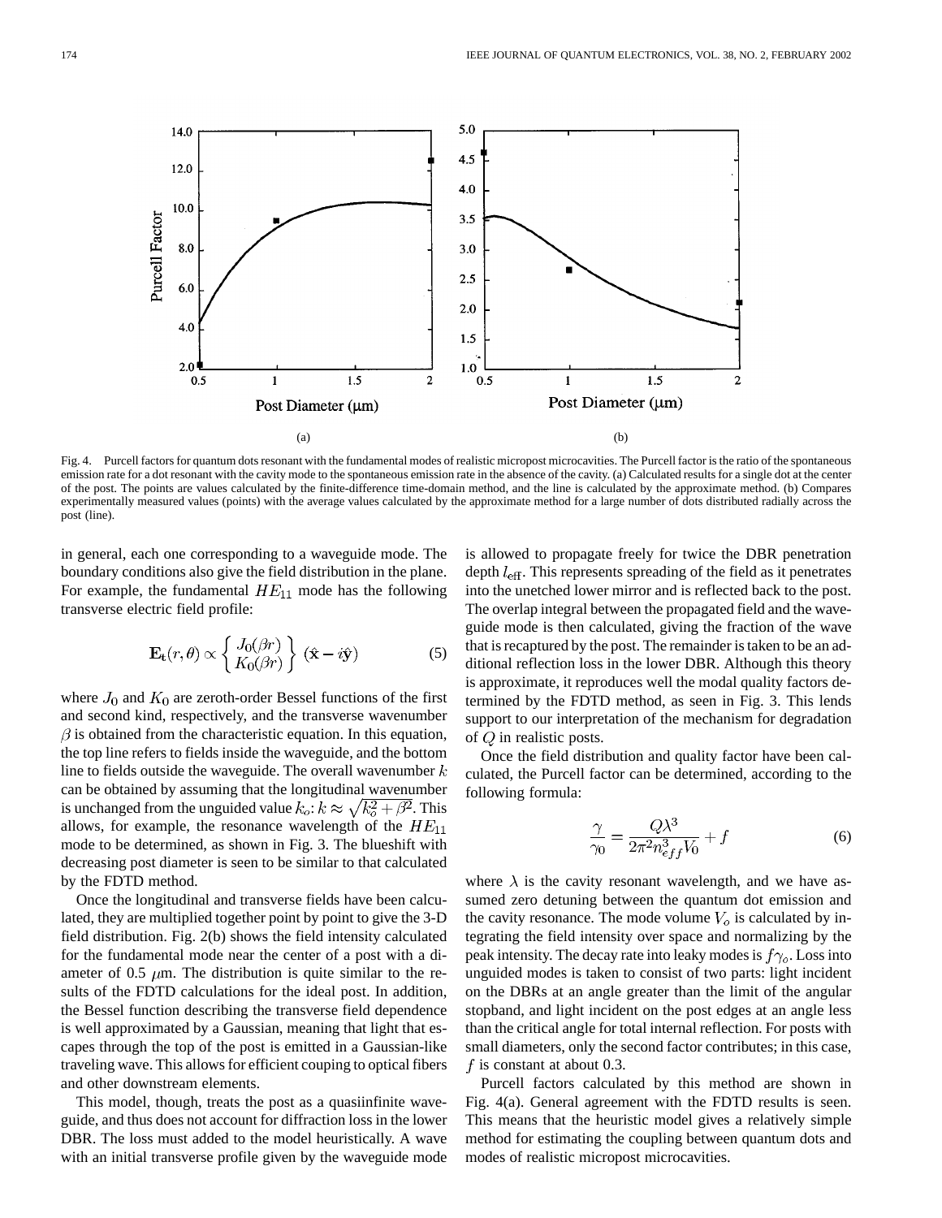Fig. 4. Purcell factors for quantum dots resonant with the fundamental modes of realistic micropost microcavities. The Purcell factor is the ratio of the spontaneous emission rate for a dot resonant with the cavity mode to the spontaneous emission rate in the absence of the cavity. (a) Calculated results for a single dot at the center of the post. The points are values calculated by the finite-difference time-domain method, and the line is calculated by the approximate method. (b) Compares experimentally measured values (points) with the average values calculated by the approximate method for a large number of dots distributed radially across the post (line).

in general, each one corresponding to a waveguide mode. The boundary conditions also give the field distribution in the plane. For example, the fundamental $HE_{11}$ mode has the following transverse electric field profile:

$$\mathbf{E_t}(r, \theta) \propto \begin{Bmatrix} J_0(\beta r) \\ K_0(\beta r) \end{Bmatrix} (\hat{\mathbf{x}} - i\hat{\mathbf{y}}) \tag{5}$$

where $J_0$ and $K_0$ are zeroth-order Bessel functions of the first and second kind, respectively, and the transverse wavenumber $\beta$ is obtained from the characteristic equation. In this equation, the top line refers to fields inside the waveguide, and the bottom line to fields outside the waveguide. The overall wavenumber $k$ can be obtained by assuming that the longitudinal wavenumber is unchanged from the unguided value $k_o$: $k \approx \sqrt{k_o^2 + \beta^2}$. This allows, for example, the resonance wavelength of the $HE_{11}$ mode to be determined, as shown in Fig. 3. The blueshift with decreasing post diameter is seen to be similar to that calculated by the FDTD method.

Once the longitudinal and transverse fields have been calculated, they are multiplied together point by point to give the 3-D field distribution. Fig. 2(b) shows the field intensity calculated for the fundamental mode near the center of a post with a diameter of 0.5 $\mu$m. The distribution is quite similar to the results of the FDTD calculations for the ideal post. In addition, the Bessel function describing the transverse field dependence is well approximated by a Gaussian, meaning that light that escapes through the top of the post is emitted in a Gaussian-like traveling wave. This allows for efficient couping to optical fibers and other downstream elements.

This model, though, treats the post as a quasiinfinite waveguide, and thus does not account for diffraction loss in the lower DBR. The loss must added to the model heuristically. A wave with an initial transverse profile given by the waveguide mode is allowed to propagate freely for twice the DBR penetration depth $l_{\text{eff}}$. This represents spreading of the field as it penetrates into the unetched lower mirror and is reflected back to the post. The overlap integral between the propagated field and the waveguide mode is then calculated, giving the fraction of the wave that is recaptured by the post. The remainder is taken to be an additional reflection loss in the lower DBR. Although this theory is approximate, it reproduces well the modal quality factors determined by the FDTD method, as seen in Fig. 3. This lends support to our interpretation of the mechanism for degradation of $Q$ in realistic posts.

Once the field distribution and quality factor have been calculated, the Purcell factor can be determined, according to the following formula:

$$\frac{\gamma}{\gamma_0} = \frac{Q\lambda^3}{2\pi^2 n_{eff}^3 V_0} + f \tag{6}$$

where $\lambda$ is the cavity resonant wavelength, and we have assumed zero detuning between the quantum dot emission and the cavity resonance. The mode volume $V_o$ is calculated by integrating the field intensity over space and normalizing by the peak intensity. The decay rate into leaky modes is $f\gamma_o$. Loss into unguided modes is taken to consist of two parts: light incident on the DBRs at an angle greater than the limit of the angular stopband, and light incident on the post edges at an angle less than the critical angle for total internal reflection. For posts with small diameters, only the second factor contributes; in this case, $f$ is constant at about 0.3.

Purcell factors calculated by this method are shown in Fig. 4(a). General agreement with the FDTD results is seen. This means that the heuristic model gives a relatively simple method for estimating the coupling between quantum dots and modes of realistic micropost microcavities.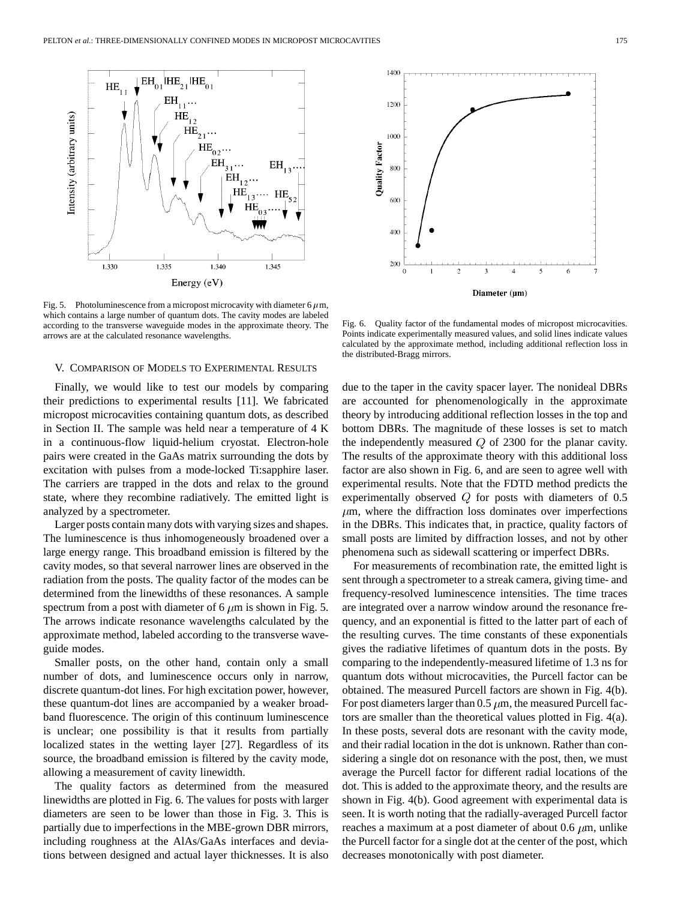Fig. 5. Photoluminescence from a micropost microcavity with diameter 6 $\mu$m, which contains a large number of quantum dots. The cavity modes are labeled according to the transverse waveguide modes in the approximate theory. The arrows are at the calculated resonance wavelengths.

Fig. 6. Quality factor of the fundamental modes of micropost microcavities. Points indicate experimentally measured values, and solid lines indicate values calculated by the approximate method, including additional reflection loss in the distributed-Bragg mirrors.

## V. Comparison of Models to Experimental Results

Finally, we would like to test our models by comparing their predictions to experimental results [11]. We fabricated micropost microcavities containing quantum dots, as described in Section II. The sample was held near a temperature of 4 K in a continuous-flow liquid-helium cryostat. Electron-hole pairs were created in the GaAs matrix surrounding the dots by excitation with pulses from a mode-locked Ti:sapphire laser. The carriers are trapped in the dots and relax to the ground state, where they recombine radiatively. The emitted light is analyzed by a spectrometer.

Larger posts contain many dots with varying sizes and shapes. The luminescence is thus inhomogeneously broadened over a large energy range. This broadband emission is filtered by the cavity modes, so that several narrower lines are observed in the radiation from the posts. The quality factor of the modes can be determined from the linewidths of these resonances. A sample spectrum from a post with diameter of 6 $\mu$m is shown in Fig. 5. The arrows indicate resonance wavelengths calculated by the approximate method, labeled according to the transverse waveguide modes.

Smaller posts, on the other hand, contain only a small number of dots, and luminescence occurs only in narrow, discrete quantum-dot lines. For high excitation power, however, these quantum-dot lines are accompanied by a weaker broadband fluorescence. The origin of this continuum luminescence is unclear; one possibility is that it results from partially localized states in the wetting layer [27]. Regardless of its source, the broadband emission is filtered by the cavity mode, allowing a measurement of cavity linewidth.

The quality factors as determined from the measured linewidths are plotted in Fig. 6. The values for posts with larger diameters are seen to be lower than those in Fig. 3. This is partially due to imperfections in the MBE-grown DBR mirrors, including roughness at the AlAs/GaAs interfaces and deviations between designed and actual layer thicknesses. It is also due to the taper in the cavity spacer layer. The nonideal DBRs are accounted for phenomenologically in the approximate theory by introducing additional reflection losses in the top and bottom DBRs. The magnitude of these losses is set to match the independently measured $Q$ of 2300 for the planar cavity. The results of the approximate theory with this additional loss factor are also shown in Fig. 6, and are seen to agree well with experimental results. Note that the FDTD method predicts the experimentally observed $Q$ for posts with diameters of 0.5 $\mu$m, where the diffraction loss dominates over imperfections in the DBRs. This indicates that, in practice, quality factors of small posts are limited by diffraction losses, and not by other phenomena such as sidewall scattering or imperfect DBRs.

For measurements of recombination rate, the emitted light is sent through a spectrometer to a streak camera, giving time- and frequency-resolved luminescence intensities. The time traces are integrated over a narrow window around the resonance frequency, and an exponential is fitted to the latter part of each of the resulting curves. The time constants of these exponentials gives the radiative lifetimes of quantum dots in the posts. By comparing to the independently-measured lifetime of 1.3 ns for quantum dots without microcavities, the Purcell factor can be obtained. The measured Purcell factors are shown in Fig. 4(b). For post diameters larger than 0.5 $\mu$m, the measured Purcell factors are smaller than the theoretical values plotted in Fig. 4(a). In these posts, several dots are resonant with the cavity mode, and their radial location in the dot is unknown. Rather than considering a single dot on resonance with the post, then, we must average the Purcell factor for different radial locations of the dot. This is added to the approximate theory, and the results are shown in Fig. 4(b). Good agreement with experimental data is seen. It is worth noting that the radially-averaged Purcell factor reaches a maximum at a post diameter of about 0.6 $\mu$m, unlike the Purcell factor for a single dot at the center of the post, which decreases monotonically with post diameter.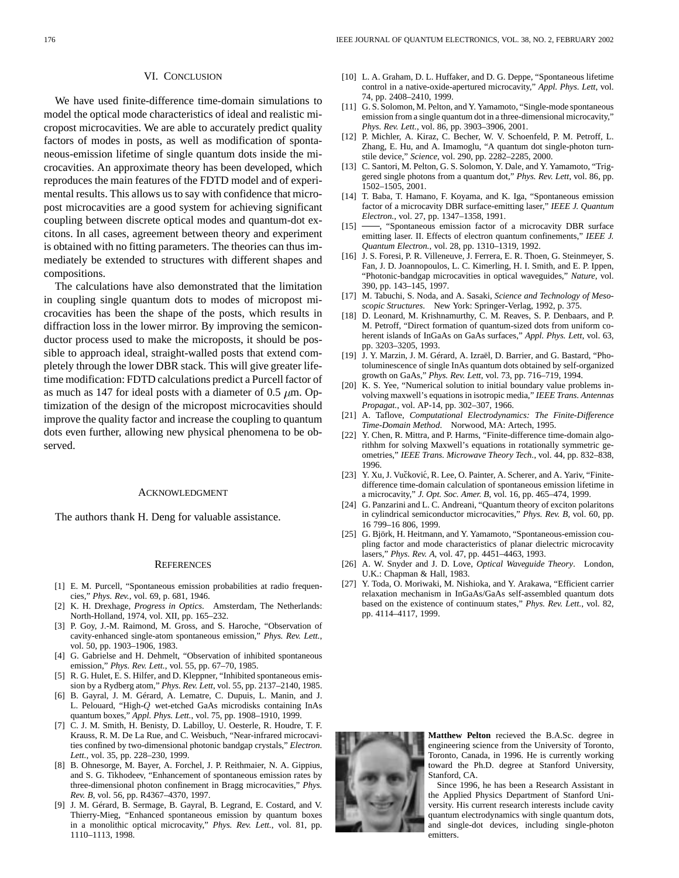## VI. Conclusion

We have used finite-difference time-domain simulations to model the optical mode characteristics of ideal and realistic micropost microcavities. We are able to accurately predict quality factors of modes in posts, as well as modification of spontaneous-emission lifetime of single quantum dots inside the microcavities. An approximate theory has been developed, which reproduces the main features of the FDTD model and of experimental results. This allows us to say with confidence that micropost microcavities are a good system for achieving significant coupling between discrete optical modes and quantum-dot excitons. In all cases, agreement between theory and experiment is obtained with no fitting parameters. The theories can thus immediately be extended to structures with different shapes and compositions.

The calculations have also demonstrated that the limitation in coupling single quantum dots to modes of micropost microcavities has been the shape of the posts, which results in diffraction loss in the lower mirror. By improving the semiconductor process used to make the microposts, it should be possible to approach ideal, straight-walled posts that extend completely through the lower DBR stack. This will give greater lifetime modification: FDTD calculations predict a Purcell factor of as much as 147 for ideal posts with a diameter of 0.5 $\mu$m. Optimization of the design of the micropost microcavities should improve the quality factor and increase the coupling to quantum dots even further, allowing new physical phenomena to be observed.

## Acknowledgment

The authors thank H. Deng for valuable assistance.

## References

[1] E. M. Purcell, "Spontaneous emission probabilities at radio frequencies," *Phys. Rev.*, vol. 69, p. 681, 1946.

[2] K. H. Drexhage, *Progress in Optics*. Amsterdam, The Netherlands: North-Holland, 1974, vol. XII, pp. 165–232.

[3] P. Goy, J.-M. Raimond, M. Gross, and S. Haroche, "Observation of cavity-enhanced single-atom spontaneous emission," *Phys. Rev. Lett.*, vol. 50, pp. 1903–1906, 1983.

[4] G. Gabrielse and H. Dehmelt, "Observation of inhibited spontaneous emission," *Phys. Rev. Lett.*, vol. 55, pp. 67–70, 1985.

[5] R. G. Hulet, E. S. Hilfer, and D. Kleppner, "Inhibited spontaneous emission by a Rydberg atom," *Phys. Rev. Lett*, vol. 55, pp. 2137–2140, 1985.

[6] B. Gayral, J. M. Gérard, A. Lematre, C. Dupuis, L. Manin, and J. L. Pelouard, "High-$Q$ wet-etched GaAs microdisks containing InAs quantum boxes," *Appl. Phys. Lett.*, vol. 75, pp. 1908–1910, 1999.

[7] C. J. M. Smith, H. Benisty, D. Labilloy, U. Oesterle, R. Houdre, T. F. Krauss, R. M. De La Rue, and C. Weisbuch, "Near-infrared microcavities confined by two-dimensional photonic bandgap crystals," *Electron. Lett.*, vol. 35, pp. 228–230, 1999.

[8] B. Ohnesorge, M. Bayer, A. Forchel, J. P. Reithmaier, N. A. Gippius, and S. G. Tikhodeev, "Enhancement of spontaneous emission rates by three-dimensional photon confinement in Bragg microcavities," *Phys. Rev. B*, vol. 56, pp. R4367–4370, 1997.

[9] J. M. Gérard, B. Sermage, B. Gayral, B. Legrand, E. Costard, and V. Thierry-Mieg, "Enhanced spontaneous emission by quantum boxes in a monolithic optical microcavity," *Phys. Rev. Lett.*, vol. 81, pp. 1110–1113, 1998.

[10] L. A. Graham, D. L. Huffaker, and D. G. Deppe, "Spontaneous lifetime control in a native-oxide-apertured microcavity," *Appl. Phys. Lett*, vol. 74, pp. 2408–2410, 1999.

[11] G. S. Solomon, M. Pelton, and Y. Yamamoto, "Single-mode spontaneous emission from a single quantum dot in a three-dimensional microcavity," *Phys. Rev. Lett.*, vol. 86, pp. 3903–3906, 2001.

[12] P. Michler, A. Kiraz, C. Becher, W. V. Schoenfeld, P. M. Petroff, L. Zhang, E. Hu, and A. Imamoglu, "A quantum dot single-photon turnstile device," *Science*, vol. 290, pp. 2282–2285, 2000.

[13] C. Santori, M. Pelton, G. S. Solomon, Y. Dale, and Y. Yamamoto, "Triggered single photons from a quantum dot," *Phys. Rev. Lett*, vol. 86, pp. 1502–1505, 2001.

[14] T. Baba, T. Hamano, F. Koyama, and K. Iga, "Spontaneous emission factor of a microcavity DBR surface-emitting laser," *IEEE J. Quantum Electron.*, vol. 27, pp. 1347–1358, 1991.

[15] ——, "Spontaneous emission factor of a microcavity DBR surface emitting laser. II. Effects of electron quantum confinements," *IEEE J. Quantum Electron.*, vol. 28, pp. 1310–1319, 1992.

[16] J. S. Foresi, P. R. Villeneuve, J. Ferrera, E. R. Thoen, G. Steinmeyer, S. Fan, J. D. Joannopoulos, L. C. Kimerling, H. I. Smith, and E. P. Ippen, "Photonic-bandgap microcavities in optical waveguides," *Nature*, vol. 390, pp. 143–145, 1997.

[17] M. Tabuchi, S. Noda, and A. Sasaki, *Science and Technology of Mesoscopic Structures*. New York: Springer-Verlag, 1992, p. 375.

[18] D. Leonard, M. Krishnamurthy, C. M. Reaves, S. P. Denbaars, and P. M. Petroff, "Direct formation of quantum-sized dots from uniform coherent islands of InGaAs on GaAs surfaces," *Appl. Phys. Lett*, vol. 63, pp. 3203–3205, 1993.

[19] J. Y. Marzin, J. M. Gérard, A. Izraël, D. Barrier, and G. Bastard, "Photoluminescence of single InAs quantum dots obtained by self-organized growth on GaAs," *Phys. Rev. Lett*, vol. 73, pp. 716–719, 1994.

[20] K. S. Yee, "Numerical solution to initial boundary value problems involving maxwell's equations in isotropic media," *IEEE Trans. Antennas Propagat.*, vol. AP-14, pp. 302–307, 1966.

[21] A. Taflove, *Computational Electrodynamics: The Finite-Difference Time-Domain Method*. Norwood, MA: Artech, 1995.

[22] Y. Chen, R. Mittra, and P. Harms, "Finite-difference time-domain algorithm for solving Maxwell's equations in rotationally symmetric geometries," *IEEE Trans. Microwave Theory Tech.*, vol. 44, pp. 832–838, 1996.

[23] Y. Xu, J. Vučković, R. Lee, O. Painter, A. Scherer, and A. Yariv, "Finite-difference time-domain calculation of spontaneous emission lifetime in a microcavity," *J. Opt. Soc. Amer. B*, vol. 16, pp. 465–474, 1999.

[24] G. Panzarini and L. C. Andreani, "Quantum theory of exciton polaritons in cylindrical semiconductor microcavities," *Phys. Rev. B*, vol. 60, pp. 16 799–16 806, 1999.

[25] G. Björk, H. Heitmann, and Y. Yamamoto, "Spontaneous-emission coupling factor and mode characteristics of planar dielectric microcavity lasers," *Phys. Rev. A*, vol. 47, pp. 4451–4463, 1993.

[26] A. W. Snyder and J. D. Love, *Optical Waveguide Theory*. London, U.K.: Chapman & Hall, 1983.

[27] Y. Toda, O. Moriwaki, M. Nishioka, and Y. Arakawa, "Efficient carrier relaxation mechanism in InGaAs/GaAs self-assembled quantum dots based on the existence of continuum states," *Phys. Rev. Lett.*, vol. 82, pp. 4114–4117, 1999.

**Matthew Pelton** recieved the B.A.Sc. degree in engineering science from the University of Toronto, Toronto, Canada, in 1996. He is currently working toward the Ph.D. degree at Stanford University, Stanford, CA.

Since 1996, he has been a Research Assistant in the Applied Physics Department of Stanford University. His current research interests include cavity quantum electrodynamics with single quantum dots, and single-dot devices, including single-photon emitters.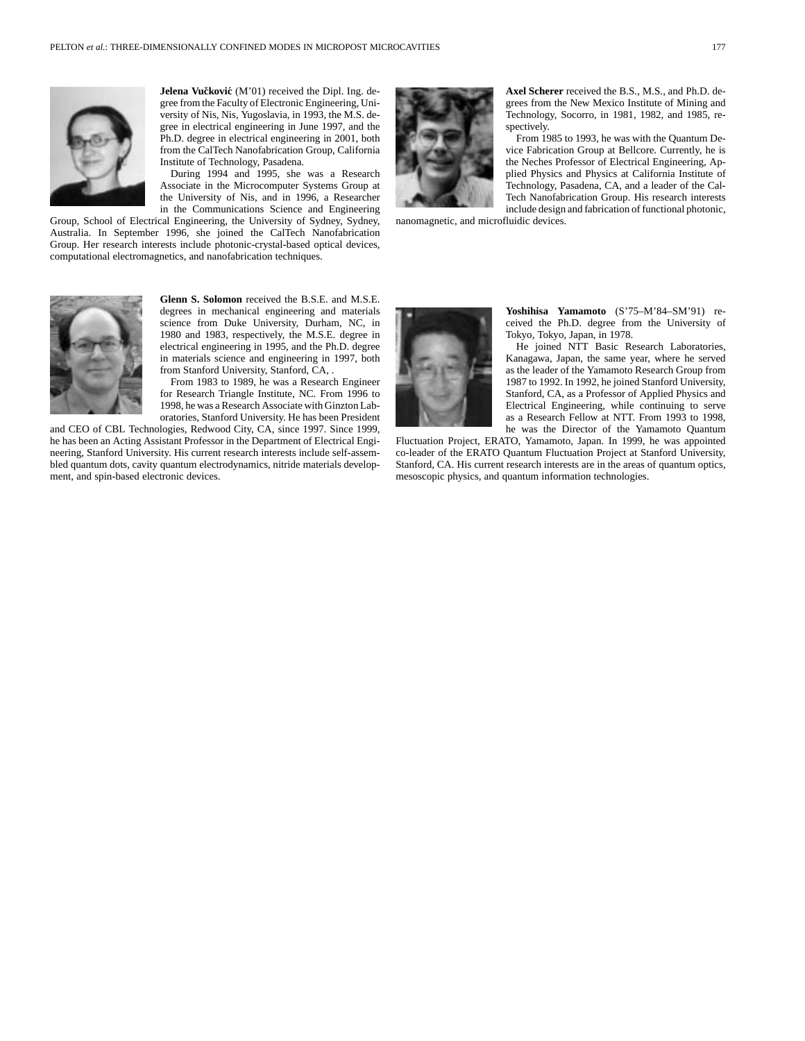**Jelena Vučković** (M'01) received the Dipl. Ing. degree from the Faculty of Electronic Engineering, University of Nis, Nis, Yugoslavia, in 1993, the M.S. degree in electrical engineering in June 1997, and the Ph.D. degree in electrical engineering in 2001, both from the CalTech Nanofabrication Group, California Institute of Technology, Pasadena.

During 1994 and 1995, she was a Research Associate in the Microcomputer Systems Group at the University of Nis, and in 1996, a Researcher in the Communications Science and Engineering Group, School of Electrical Engineering, the University of Sydney, Sydney, Australia. In September 1996, she joined the CalTech Nanofabrication Group. Her research interests include photonic-crystal-based optical devices, computational electromagnetics, and nanofabrication techniques.

**Glenn S. Solomon** received the B.S.E. and M.S.E. degrees in mechanical engineering and materials science from Duke University, Durham, NC, in 1980 and 1983, respectively, the M.S.E. degree in electrical engineering in 1995, and the Ph.D. degree in materials science and engineering in 1997, both from Stanford University, Stanford, CA, .

From 1983 to 1989, he was a Research Engineer for Research Triangle Institute, NC. From 1996 to 1998, he was a Research Associate with Ginzton Laboratories, Stanford University. He has been President and CEO of CBL Technologies, Redwood City, CA, since 1997. Since 1999, he has been an Acting Assistant Professor in the Department of Electrical Engineering, Stanford University. His current research interests include self-assembled quantum dots, cavity quantum electrodynamics, nitride materials development, and spin-based electronic devices.

**Axel Scherer** received the B.S., M.S., and Ph.D. degrees from the New Mexico Institute of Mining and Technology, Socorro, in 1981, 1982, and 1985, respectively.

From 1985 to 1993, he was with the Quantum Device Fabrication Group at Bellcore. Currently, he is the Neches Professor of Electrical Engineering, Applied Physics and Physics at California Institute of Technology, Pasadena, CA, and a leader of the CalTech Nanofabrication Group. His research interests include design and fabrication of functional photonic, nanomagnetic, and microfluidic devices.

**Yoshihisa Yamamoto** (S'75–M'84–SM'91) received the Ph.D. degree from the University of Tokyo, Tokyo, Japan, in 1978.

He joined NTT Basic Research Laboratories, Kanagawa, Japan, the same year, where he served as the leader of the Yamamoto Research Group from 1987 to 1992. In 1992, he joined Stanford University, Stanford, CA, as a Professor of Applied Physics and Electrical Engineering, while continuing to serve as a Research Fellow at NTT. From 1993 to 1998, he was the Director of the Yamamoto Quantum Fluctuation Project, ERATO, Yamamoto, Japan. In 1999, he was appointed co-leader of the ERATO Quantum Fluctuation Project at Stanford University, Stanford, CA. His current research interests are in the areas of quantum optics, mesoscopic physics, and quantum information technologies.